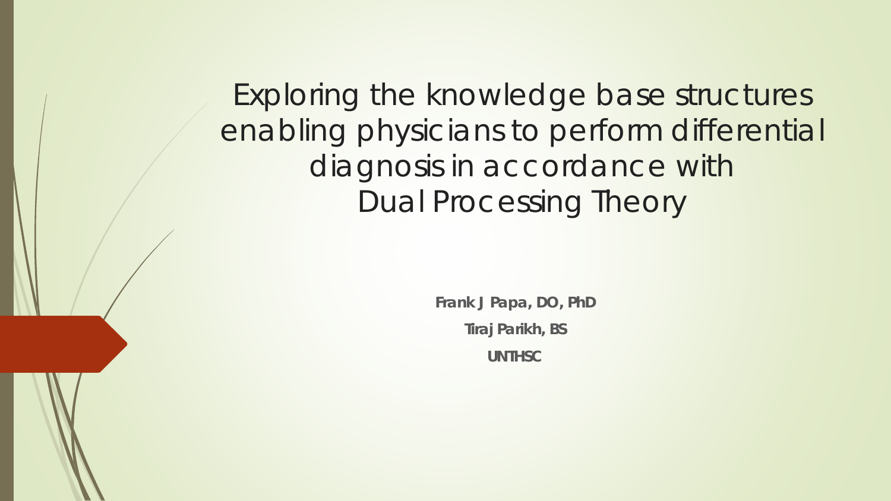# Exploring the knowledge base structures enabling physicians to perform differential diagnosis in accordance with Dual Processing Theory

**Frank J Papa, DO, PhD**

**Tiraj Parikh, BS**

**UNTHSC**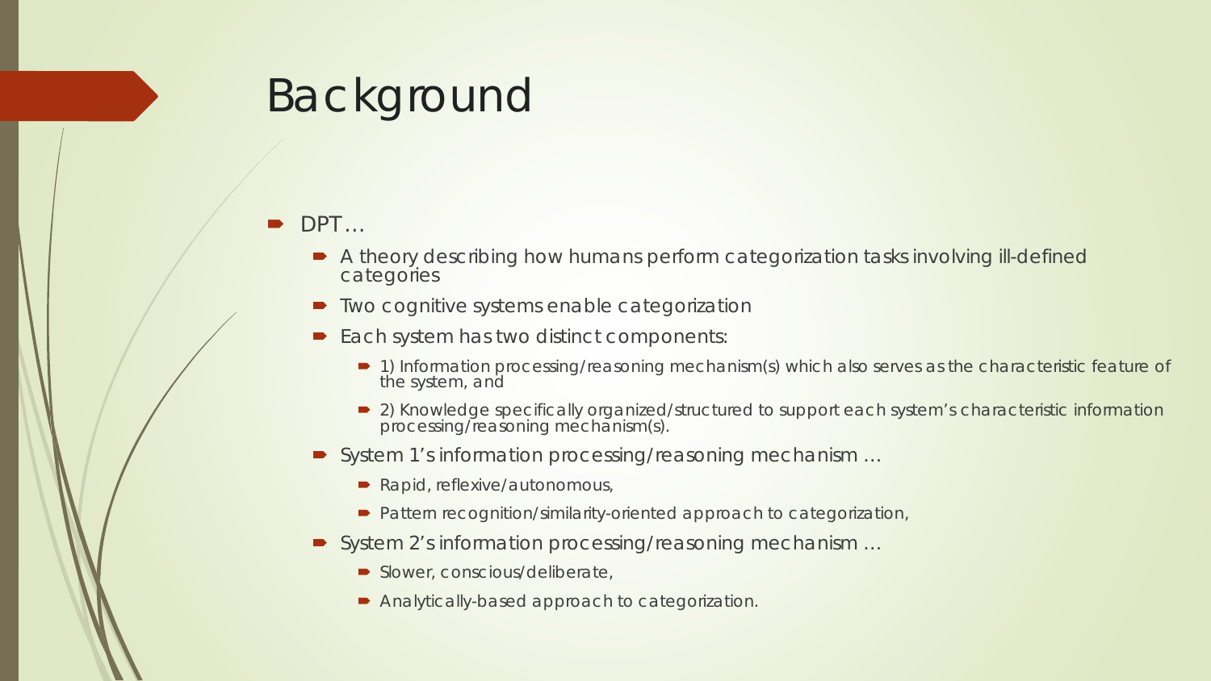# Background

- DPT…
  - A theory describing how humans perform categorization tasks involving ill-defined categories
  - Two cognitive systems enable categorization
  - Each system has two distinct components:
    - 1) Information processing/reasoning mechanism(s) which also serves as the characteristic feature of the system, and
    - 2) Knowledge specifically organized/structured to support each system's characteristic information processing/reasoning mechanism(s).
  - System 1's information processing/reasoning mechanism …
    - Rapid, reflexive/autonomous,
    - Pattern recognition/similarity-oriented approach to categorization,
  - System 2's information processing/reasoning mechanism …
    - Slower, conscious/deliberate,
    - Analytically-based approach to categorization.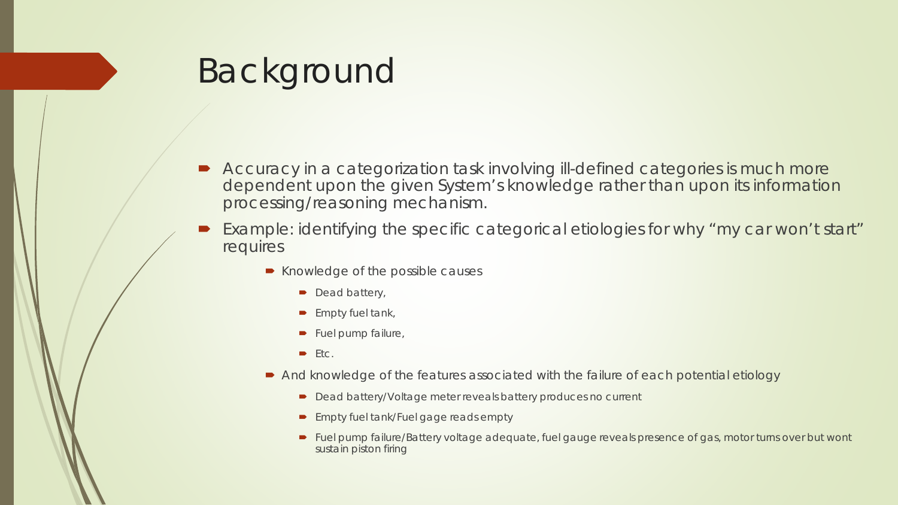# Background

- Accuracy in a categorization task involving ill-defined categories is much more dependent upon the given System's knowledge rather than upon its information processing/reasoning mechanism.
- Example: identifying the specific categorical etiologies for why "my car won't start" requires
  - Knowledge of the possible causes
    - Dead battery,
    - Empty fuel tank,
    - Fuel pump failure,
    - Etc.
  - And knowledge of the features associated with the failure of each potential etiology
    - Dead battery/Voltage meter reveals battery produces no current
    - Empty fuel tank/Fuel gage reads empty
    - Fuel pump failure/Battery voltage adequate, fuel gauge reveals presence of gas, motor turns over but wont sustain piston firing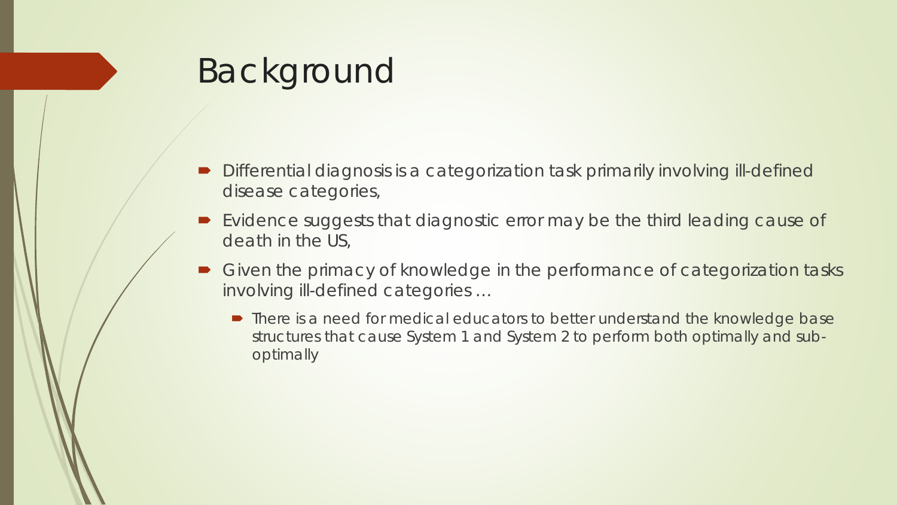# Background

- Differential diagnosis is a categorization task primarily involving ill-defined disease categories,
- Evidence suggests that diagnostic error may be the third leading cause of death in the US,
- Given the primacy of knowledge in the performance of categorization tasks involving ill-defined categories …
  - There is a need for medical educators to better understand the knowledge base structures that cause System 1 and System 2 to perform both optimally and sub-optimally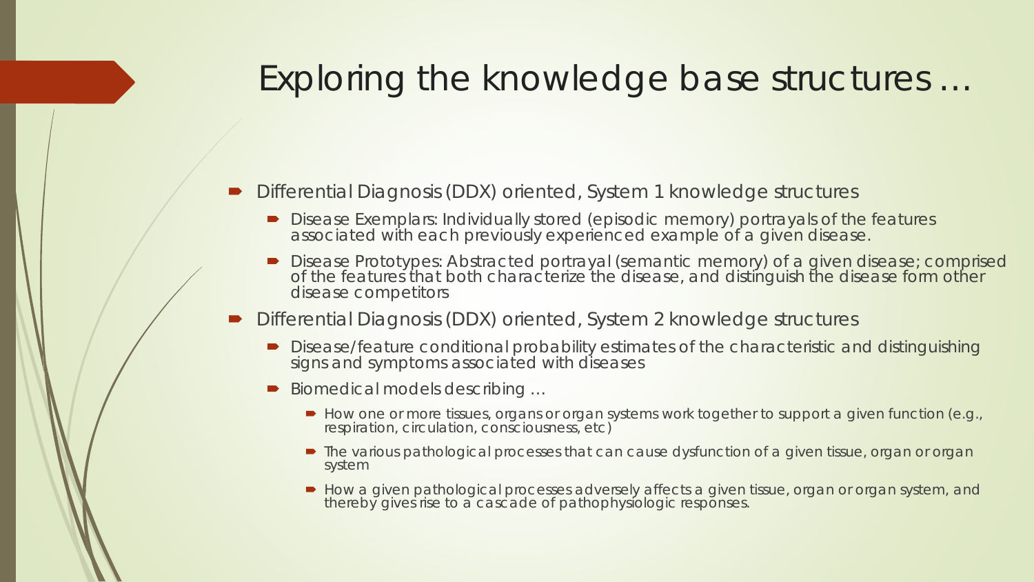# Exploring the knowledge base structures …

- Differential Diagnosis (DDX) oriented, System 1 knowledge structures
  - Disease Exemplars: Individually stored (episodic memory) portrayals of the features associated with each previously experienced example of a given disease.
  - Disease Prototypes: Abstracted portrayal (semantic memory) of a given disease; comprised of the features that both characterize the disease, and distinguish the disease form other disease competitors
- Differential Diagnosis (DDX) oriented, System 2 knowledge structures
  - Disease/feature conditional probability estimates of the characteristic and distinguishing signs and symptoms associated with diseases
  - Biomedical models describing …
    - How one or more tissues, organs or organ systems work together to support a given function (e.g., respiration, circulation, consciousness, etc)
    - The various pathological processes that can cause dysfunction of a given tissue, organ or organ system
    - How a given pathological processes adversely affects a given tissue, organ or organ system, and thereby gives rise to a cascade of pathophysiologic responses.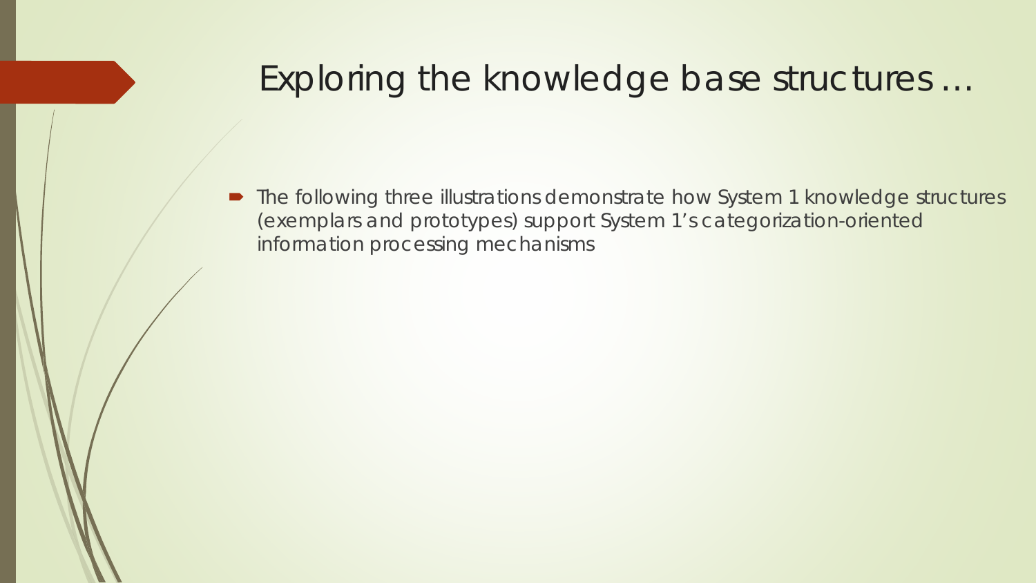# Exploring the knowledge base structures …

- The following three illustrations demonstrate how System 1 knowledge structures (exemplars and prototypes) support System 1's categorization-oriented information processing mechanisms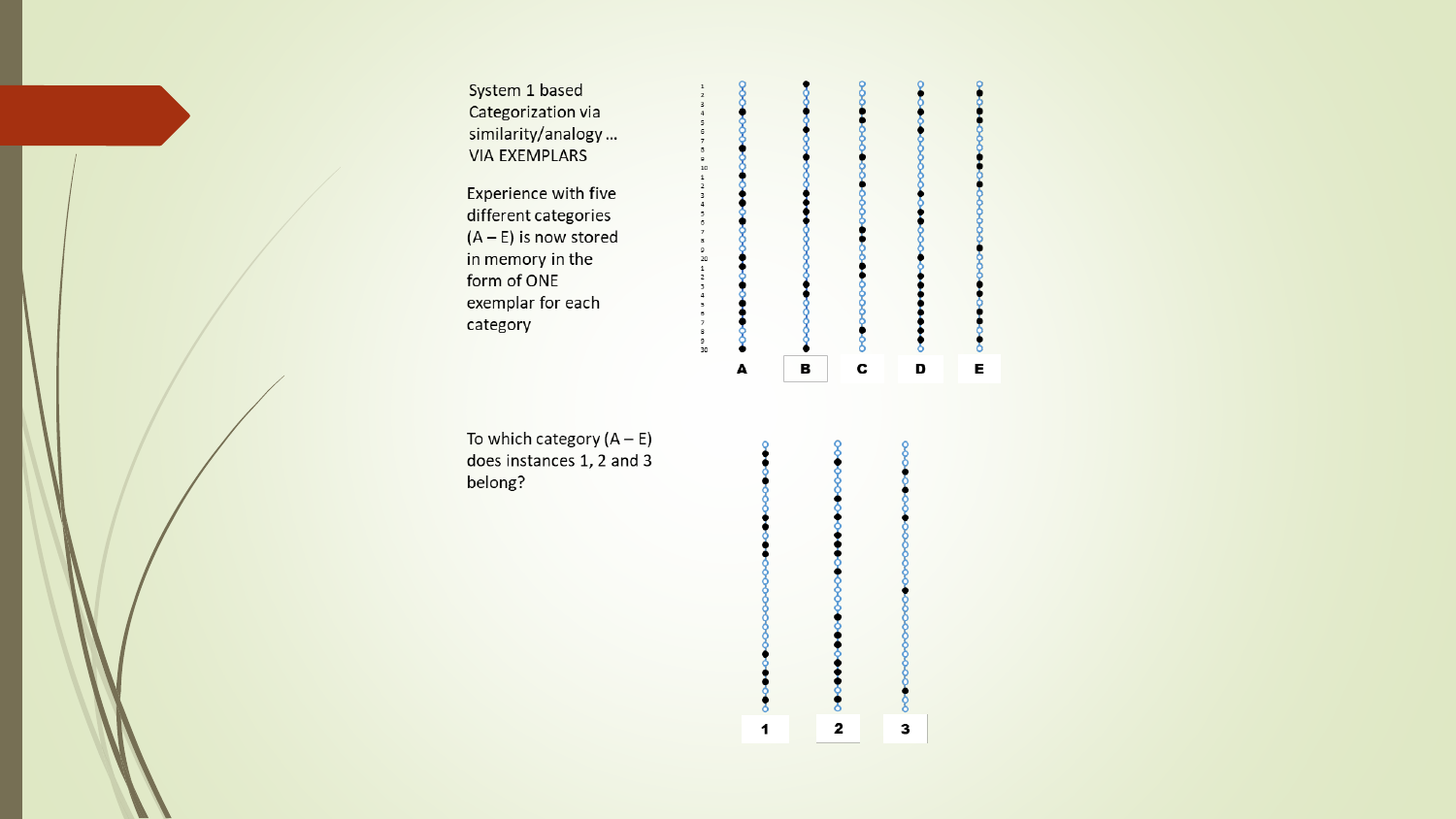System 1 based Categorization via similarity/analogy … VIA EXEMPLARS

Experience with five different categories (A – E) is now stored in memory in the form of ONE exemplar for each category

A B C D E

To which category (A – E) does instances 1, 2 and 3 belong?

1 2 3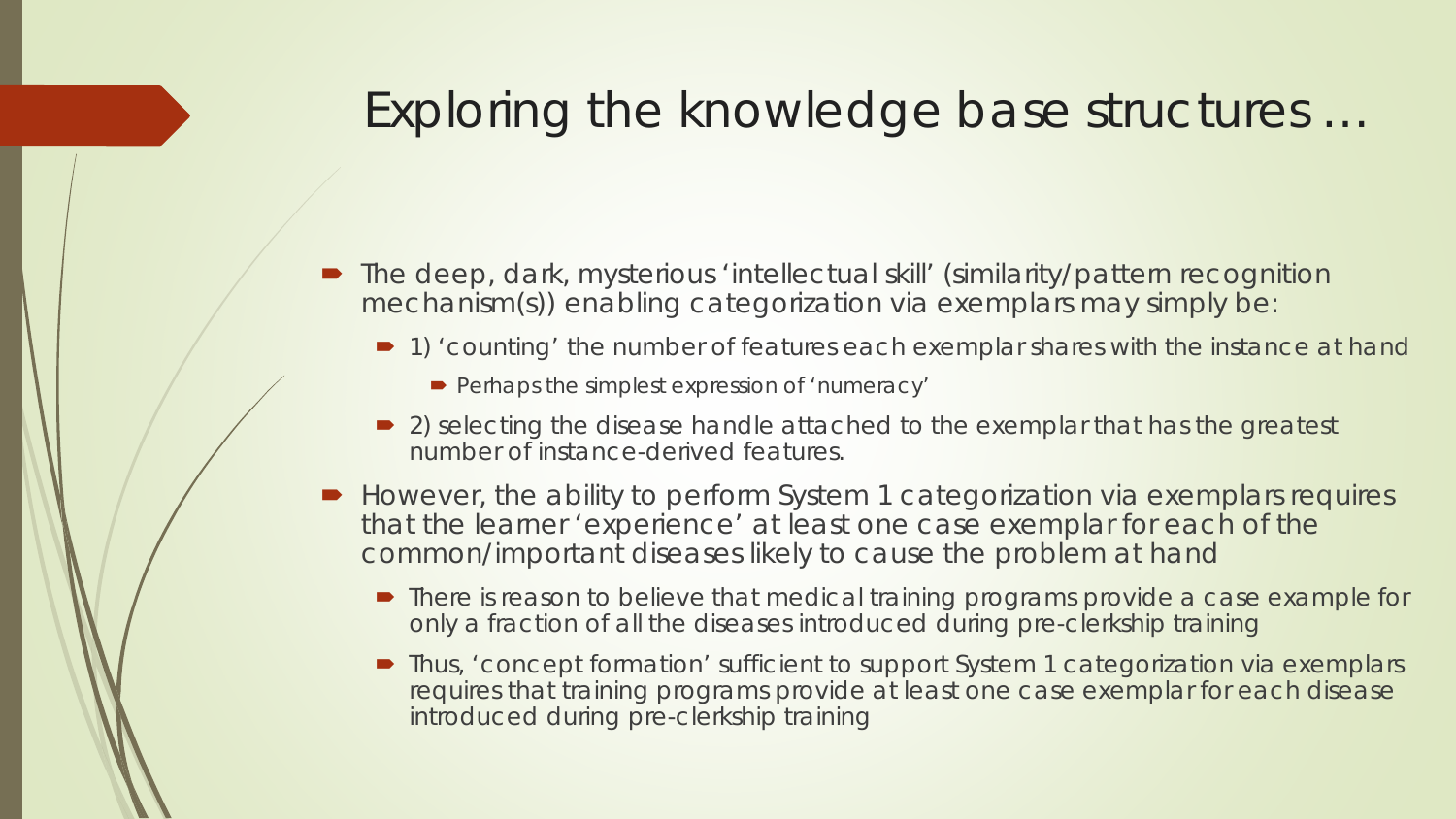# Exploring the knowledge base structures …

- The deep, dark, mysterious 'intellectual skill' (similarity/pattern recognition mechanism(s)) enabling categorization via exemplars may simply be:
  - 1) 'counting' the number of features each exemplar shares with the instance at hand
    - Perhaps the simplest expression of 'numeracy'
  - 2) selecting the disease handle attached to the exemplar that has the greatest number of instance-derived features.
- However, the ability to perform System 1 categorization via exemplars requires that the learner 'experience' at least one case exemplar for each of the common/important diseases likely to cause the problem at hand
  - There is reason to believe that medical training programs provide a case example for only a fraction of all the diseases introduced during pre-clerkship training
  - Thus, 'concept formation' sufficient to support System 1 categorization via exemplars requires that training programs provide at least one case exemplar for each disease introduced during pre-clerkship training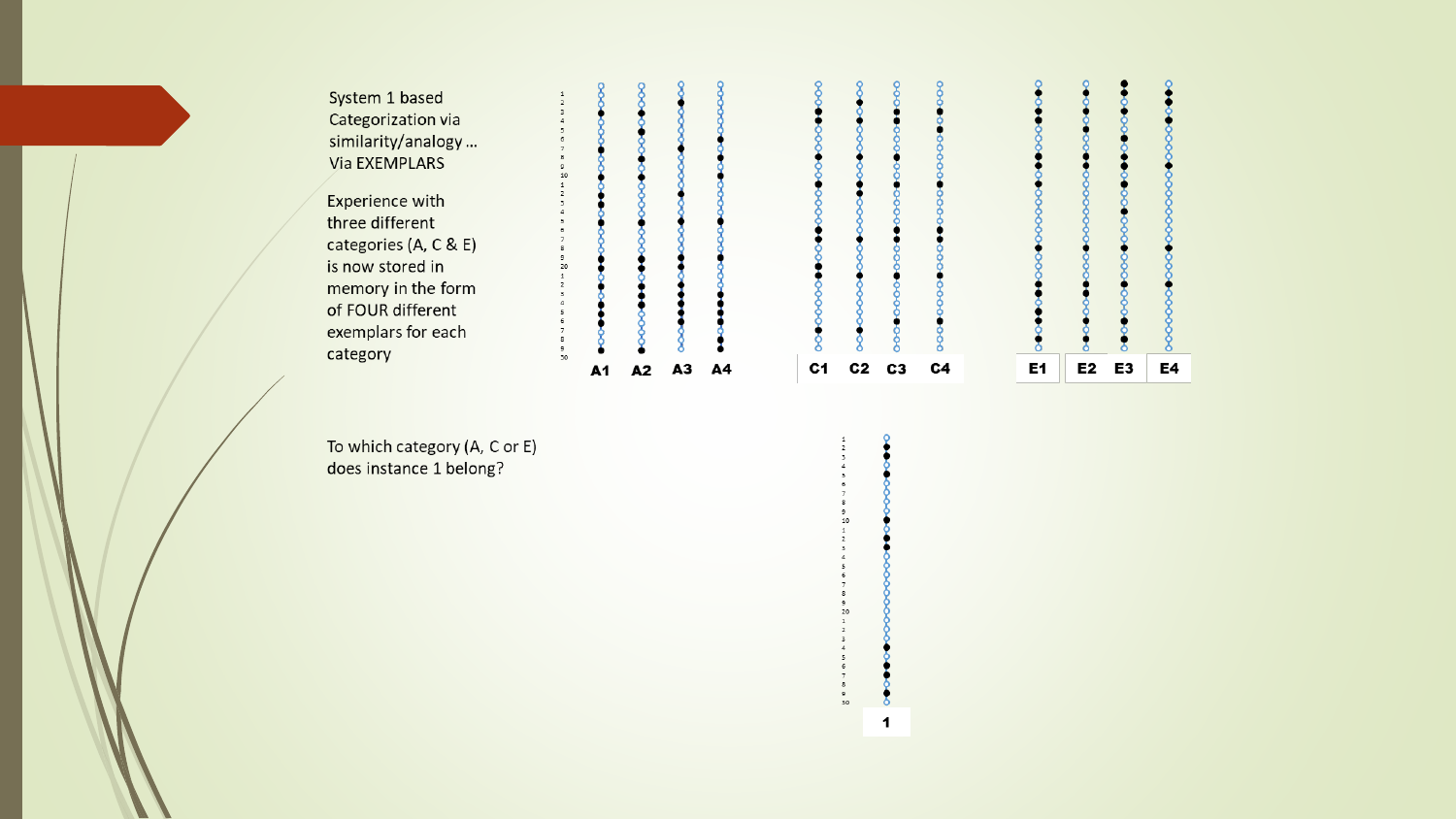System 1 based Categorization via similarity/analogy … Via EXEMPLARS

Experience with three different categories (A, C & E) is now stored in memory in the form of FOUR different exemplars for each category

A1 A2 A3 A4

C1 C2 C3 C4

E1 E2 E3 E4

To which category (A, C or E) does instance 1 belong?

1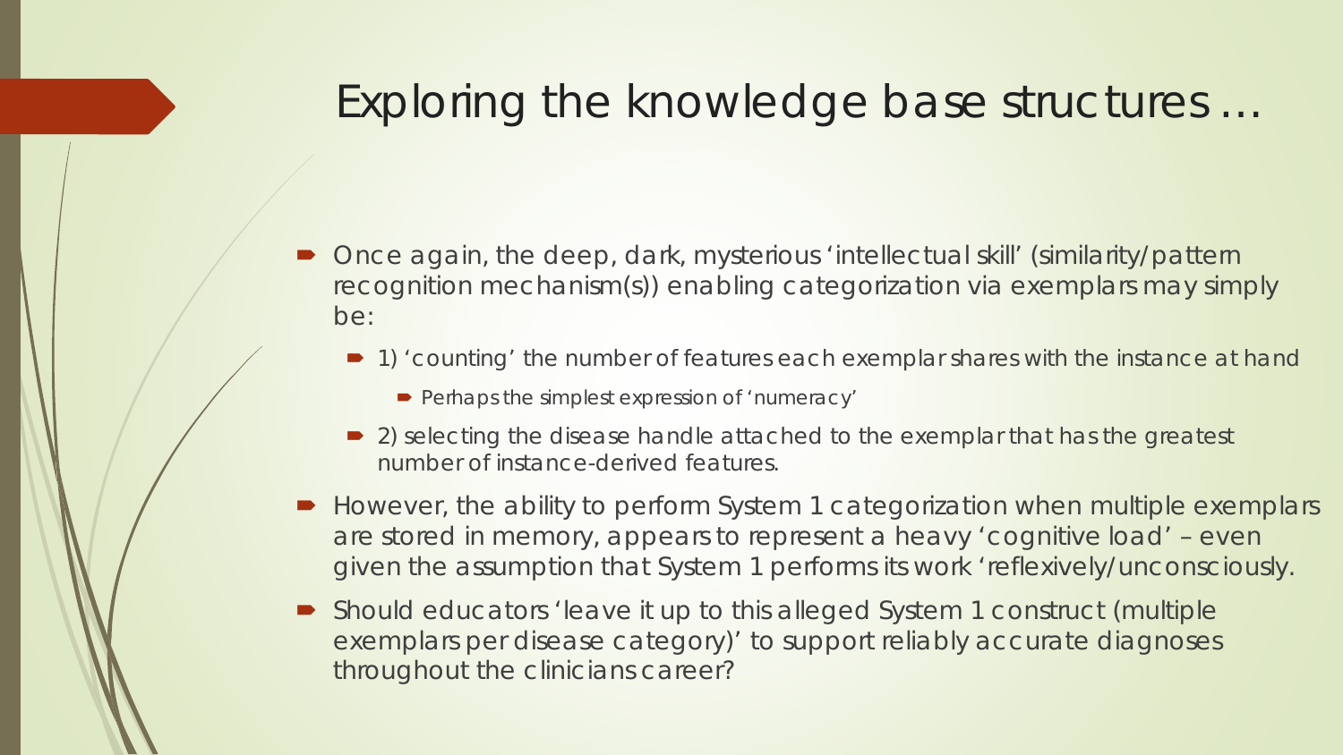# Exploring the knowledge base structures …

- Once again, the deep, dark, mysterious 'intellectual skill' (similarity/pattern recognition mechanism(s)) enabling categorization via exemplars may simply be:
  - 1) 'counting' the number of features each exemplar shares with the instance at hand
    - Perhaps the simplest expression of 'numeracy'
  - 2) selecting the disease handle attached to the exemplar that has the greatest number of instance-derived features.
- However, the ability to perform System 1 categorization when multiple exemplars are stored in memory, appears to represent a heavy 'cognitive load' – even given the assumption that System 1 performs its work 'reflexively/unconsciously.
- Should educators 'leave it up to this alleged System 1 construct (multiple exemplars per disease category)' to support reliably accurate diagnoses throughout the clinicians career?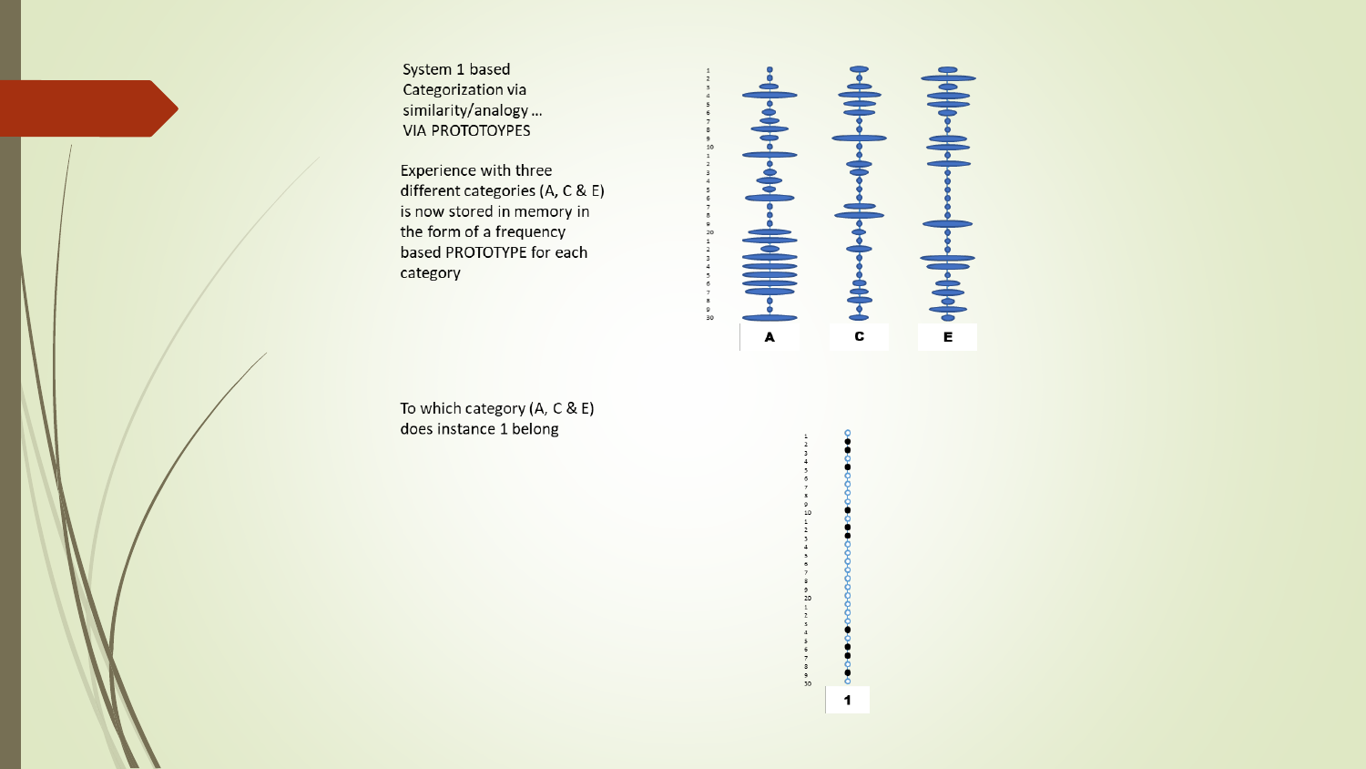System 1 based Categorization via similarity/analogy … VIA PROTOTOYPES

Experience with three different categories (A, C & E) is now stored in memory in the form of a frequency based PROTOTYPE for each category

To which category (A, C & E) does instance 1 belong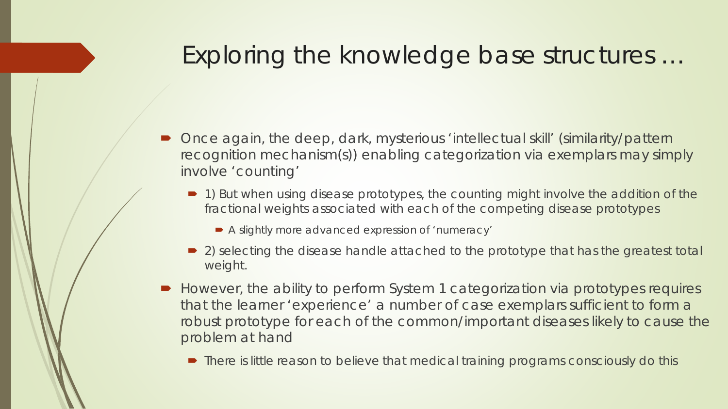# Exploring the knowledge base structures …

- Once again, the deep, dark, mysterious 'intellectual skill' (similarity/pattern recognition mechanism(s)) enabling categorization via exemplars may simply involve 'counting'
  - 1) But when using disease prototypes, the counting might involve the addition of the fractional weights associated with each of the competing disease prototypes
    - A slightly more advanced expression of 'numeracy'
  - 2) selecting the disease handle attached to the prototype that has the greatest total weight.
- However, the ability to perform System 1 categorization via prototypes requires that the learner 'experience' a number of case exemplars sufficient to form a robust prototype for each of the common/important diseases likely to cause the problem at hand
  - There is little reason to believe that medical training programs consciously do this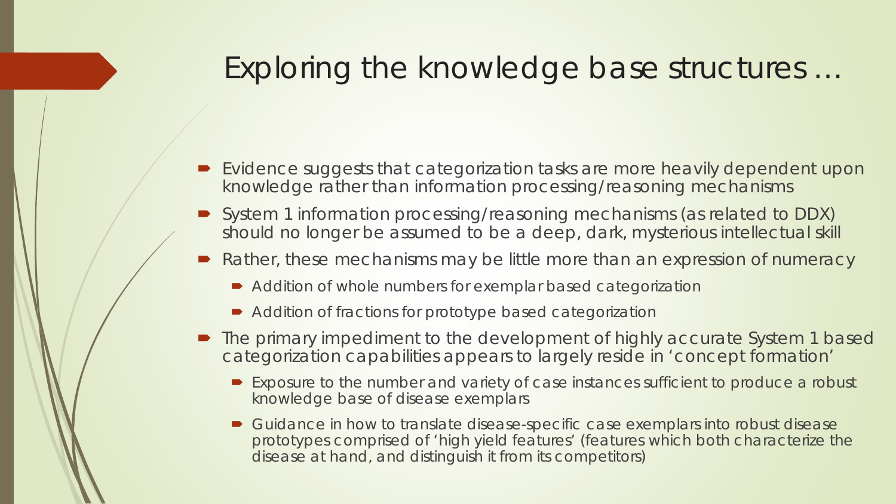# Exploring the knowledge base structures …

- Evidence suggests that categorization tasks are more heavily dependent upon knowledge rather than information processing/reasoning mechanisms
- System 1 information processing/reasoning mechanisms (as related to DDX) should no longer be assumed to be a deep, dark, mysterious intellectual skill
- Rather, these mechanisms may be little more than an expression of numeracy
  - Addition of whole numbers for exemplar based categorization
  - Addition of fractions for prototype based categorization
- The primary impediment to the development of highly accurate System 1 based categorization capabilities appears to largely reside in 'concept formation'
  - Exposure to the number and variety of case instances sufficient to produce a robust knowledge base of disease exemplars
  - Guidance in how to translate disease-specific case exemplars into robust disease prototypes comprised of 'high yield features' (features which both characterize the disease at hand, and distinguish it from its competitors)